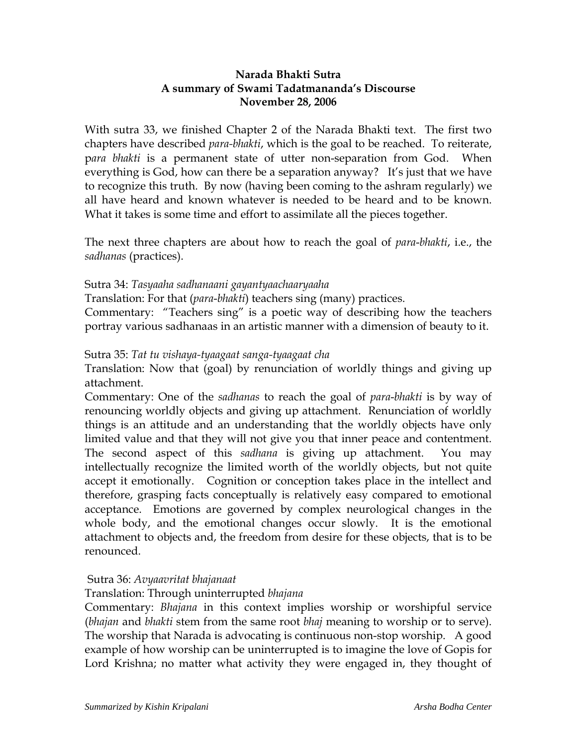**Narada Bhakti Sutra**
**A summary of Swami Tadatmananda's Discourse**
**November 28, 2006**

With sutra 33, we finished Chapter 2 of the Narada Bhakti text. The first two chapters have described *para-bhakti*, which is the goal to be reached. To reiterate, p*ara bhakti* is a permanent state of utter non-separation from God. When everything is God, how can there be a separation anyway? It's just that we have to recognize this truth. By now (having been coming to the ashram regularly) we all have heard and known whatever is needed to be heard and to be known. What it takes is some time and effort to assimilate all the pieces together.

The next three chapters are about how to reach the goal of *para-bhakti*, i.e., the *sadhanas* (practices).

Sutra 34: *Tasyaaha sadhanaani gayantyaachaaryaaha*
Translation: For that (*para-bhakti*) teachers sing (many) practices.
Commentary: "Teachers sing" is a poetic way of describing how the teachers portray various sadhanaas in an artistic manner with a dimension of beauty to it.

Sutra 35: *Tat tu vishaya-tyaagaat sanga-tyaagaat cha*
Translation: Now that (goal) by renunciation of worldly things and giving up attachment.
Commentary: One of the *sadhanas* to reach the goal of *para-bhakti* is by way of renouncing worldly objects and giving up attachment. Renunciation of worldly things is an attitude and an understanding that the worldly objects have only limited value and that they will not give you that inner peace and contentment. The second aspect of this *sadhana* is giving up attachment. You may intellectually recognize the limited worth of the worldly objects, but not quite accept it emotionally. Cognition or conception takes place in the intellect and therefore, grasping facts conceptually is relatively easy compared to emotional acceptance. Emotions are governed by complex neurological changes in the whole body, and the emotional changes occur slowly. It is the emotional attachment to objects and, the freedom from desire for these objects, that is to be renounced.

Sutra 36: *Avyaavritat bhajanaat*
Translation: Through uninterrupted *bhajana*
Commentary: *Bhajana* in this context implies worship or worshipful service (*bhajan* and *bhakti* stem from the same root *bhaj* meaning to worship or to serve). The worship that Narada is advocating is continuous non-stop worship. A good example of how worship can be uninterrupted is to imagine the love of Gopis for Lord Krishna; no matter what activity they were engaged in, they thought of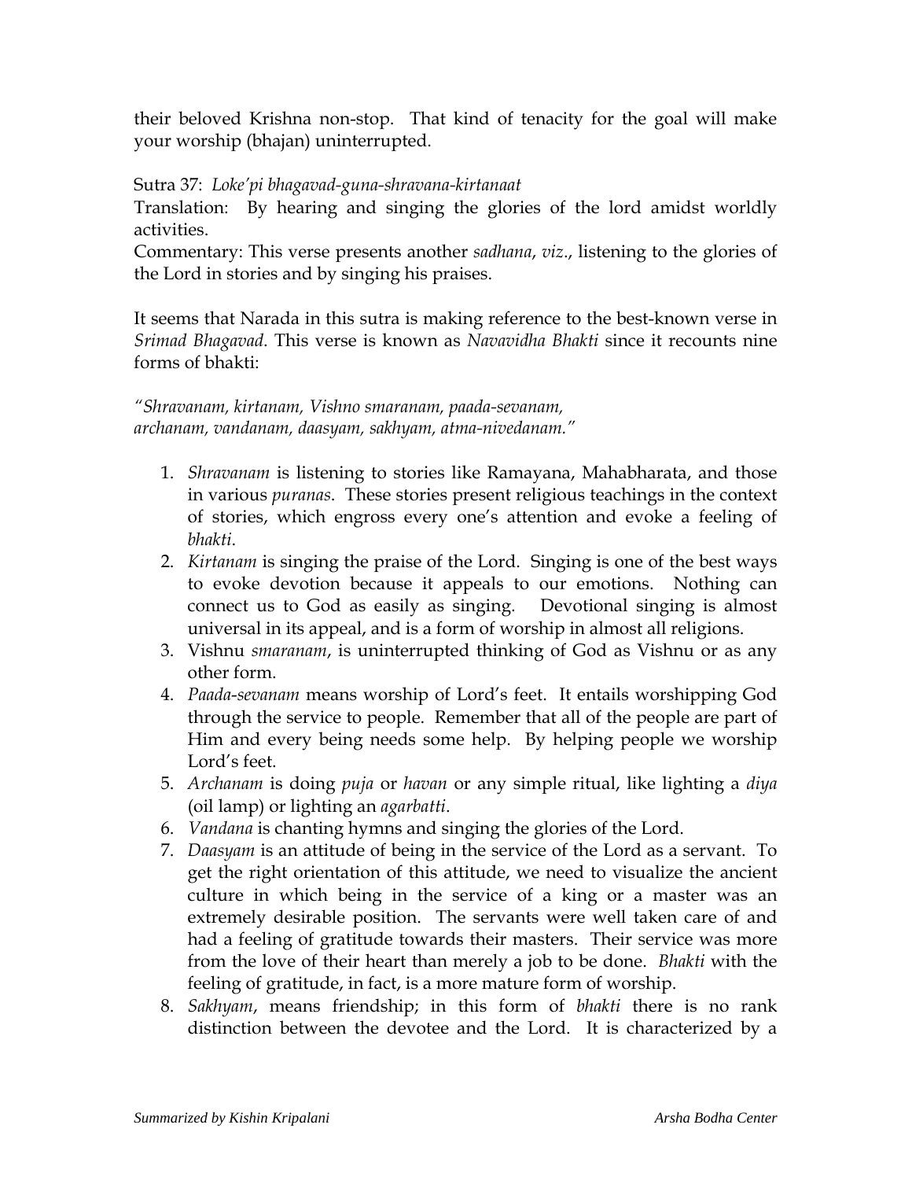their beloved Krishna non-stop. That kind of tenacity for the goal will make your worship (bhajan) uninterrupted.

Sutra 37: *Loke'pi bhagavad-guna-shravana-kirtanaat*
Translation: By hearing and singing the glories of the lord amidst worldly activities.
Commentary: This verse presents another *sadhana*, *viz*., listening to the glories of the Lord in stories and by singing his praises.

It seems that Narada in this sutra is making reference to the best-known verse in *Srimad Bhagavad*. This verse is known as *Navavidha Bhakti* since it recounts nine forms of bhakti:

*"Shravanam, kirtanam, Vishno smaranam, paada-sevanam,*
*archanam, vandanam, daasyam, sakhyam, atma-nivedanam."*

1. *Shravanam* is listening to stories like Ramayana, Mahabharata, and those in various *puranas*. These stories present religious teachings in the context of stories, which engross every one's attention and evoke a feeling of *bhakti*.
2. *Kirtanam* is singing the praise of the Lord. Singing is one of the best ways to evoke devotion because it appeals to our emotions. Nothing can connect us to God as easily as singing. Devotional singing is almost universal in its appeal, and is a form of worship in almost all religions.
3. Vishnu *smaranam*, is uninterrupted thinking of God as Vishnu or as any other form.
4. *Paada-sevanam* means worship of Lord's feet. It entails worshipping God through the service to people. Remember that all of the people are part of Him and every being needs some help. By helping people we worship Lord's feet.
5. *Archanam* is doing *puja* or *havan* or any simple ritual, like lighting a *diya* (oil lamp) or lighting an *agarbatti*.
6. *Vandana* is chanting hymns and singing the glories of the Lord.
7. *Daasyam* is an attitude of being in the service of the Lord as a servant. To get the right orientation of this attitude, we need to visualize the ancient culture in which being in the service of a king or a master was an extremely desirable position. The servants were well taken care of and had a feeling of gratitude towards their masters. Their service was more from the love of their heart than merely a job to be done. *Bhakti* with the feeling of gratitude, in fact, is a more mature form of worship.
8. *Sakhyam*, means friendship; in this form of *bhakti* there is no rank distinction between the devotee and the Lord. It is characterized by a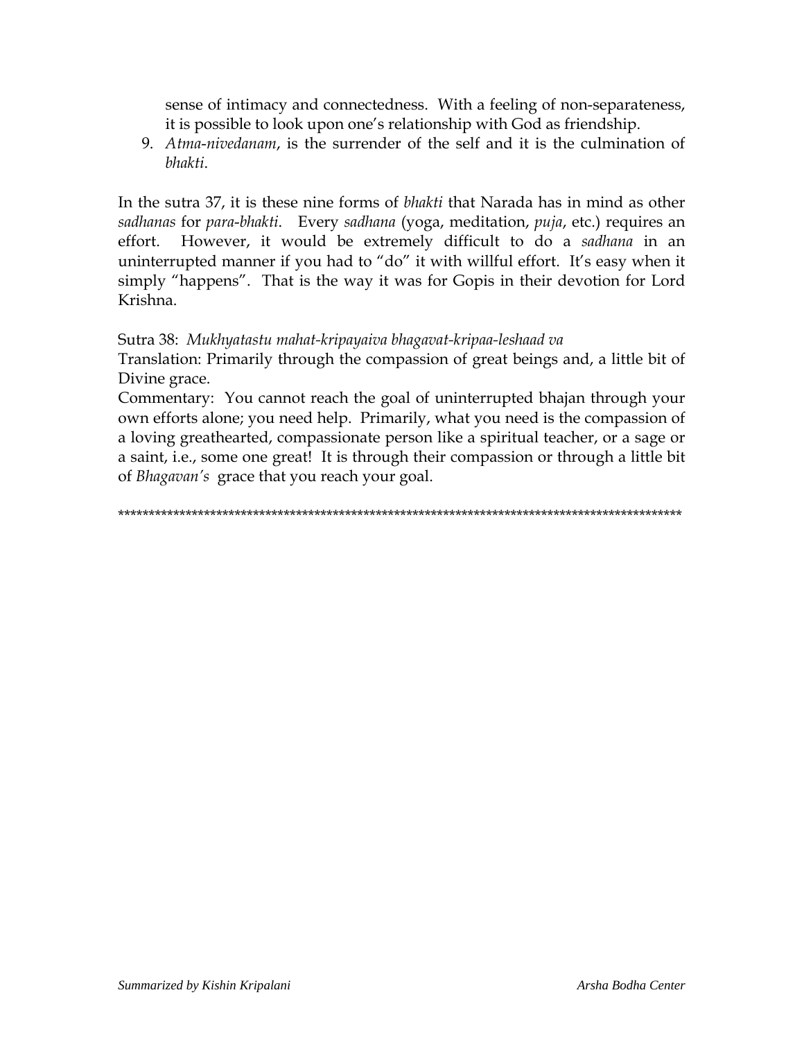sense of intimacy and connectedness. With a feeling of non-separateness, it is possible to look upon one's relationship with God as friendship.

9. *Atma-nivedanam*, is the surrender of the self and it is the culmination of *bhakti*.

In the sutra 37, it is these nine forms of *bhakti* that Narada has in mind as other *sadhanas* for *para-bhakti*. Every *sadhana* (yoga, meditation, *puja*, etc.) requires an effort. However, it would be extremely difficult to do a *sadhana* in an uninterrupted manner if you had to "do" it with willful effort. It's easy when it simply "happens". That is the way it was for Gopis in their devotion for Lord Krishna.

Sutra 38: *Mukhyatastu mahat-kripayaiva bhagavat-kripaa-leshaad va*
Translation: Primarily through the compassion of great beings and, a little bit of Divine grace.
Commentary: You cannot reach the goal of uninterrupted bhajan through your own efforts alone; you need help. Primarily, what you need is the compassion of a loving greathearted, compassionate person like a spiritual teacher, or a sage or a saint, i.e., some one great! It is through their compassion or through a little bit of *Bhagavan's* grace that you reach your goal.

**********************************************************************************************